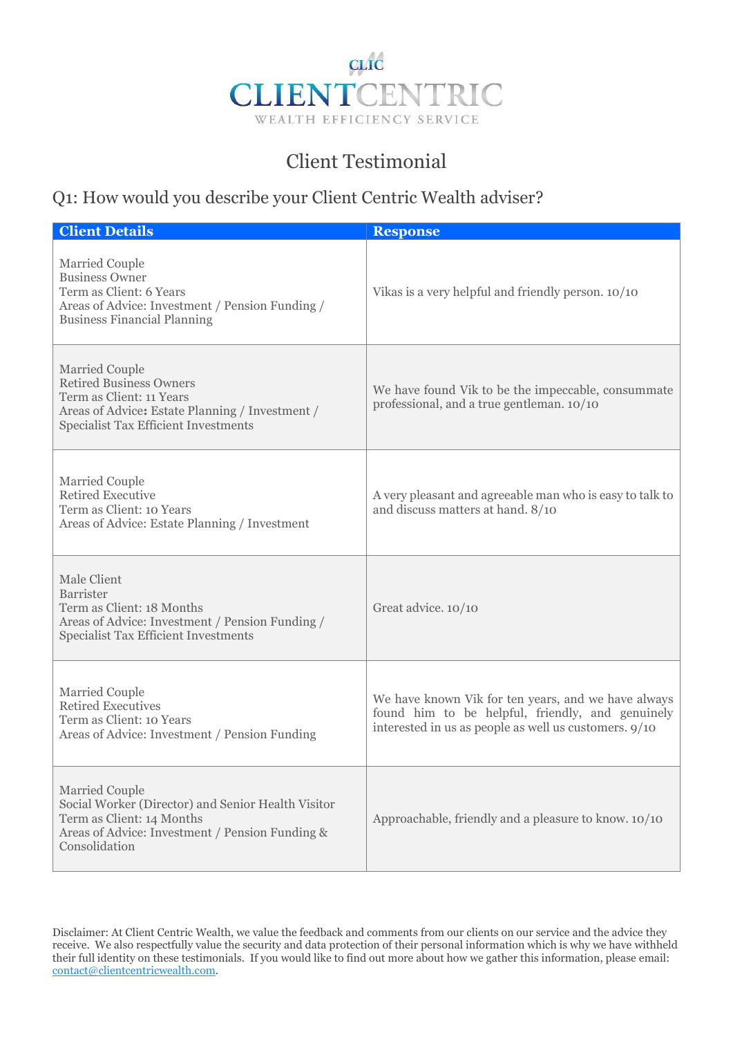CLIC

CLIENTCENTRIC

WEALTH EFFICIENCY SERVICE

# Client Testimonial

## Q1: How would you describe your Client Centric Wealth adviser?

| Client Details | Response |
|---|---|
| Married Couple<br>Business Owner<br>Term as Client: 6 Years<br>Areas of Advice: Investment / Pension Funding / Business Financial Planning | Vikas is a very helpful and friendly person. 10/10 |
| Married Couple<br>Retired Business Owners<br>Term as Client: 11 Years<br>Areas of Advice**:** Estate Planning / Investment / Specialist Tax Efficient Investments | We have found Vik to be the impeccable, consummate professional, and a true gentleman. 10/10 |
| Married Couple<br>Retired Executive<br>Term as Client: 10 Years<br>Areas of Advice: Estate Planning / Investment | A very pleasant and agreeable man who is easy to talk to and discuss matters at hand. 8/10 |
| Male Client<br>Barrister<br>Term as Client: 18 Months<br>Areas of Advice: Investment / Pension Funding / Specialist Tax Efficient Investments | Great advice. 10/10 |
| Married Couple<br>Retired Executives<br>Term as Client: 10 Years<br>Areas of Advice: Investment / Pension Funding | We have known Vik for ten years, and we have always found him to be helpful, friendly, and genuinely interested in us as people as well us customers. 9/10 |
| Married Couple<br>Social Worker (Director) and Senior Health Visitor<br>Term as Client: 14 Months<br>Areas of Advice: Investment / Pension Funding & Consolidation | Approachable, friendly and a pleasure to know. 10/10 |

Disclaimer: At Client Centric Wealth, we value the feedback and comments from our clients on our service and the advice they receive. We also respectfully value the security and data protection of their personal information which is why we have withheld their full identity on these testimonials. If you would like to find out more about how we gather this information, please email: contact@clientcentricwealth.com.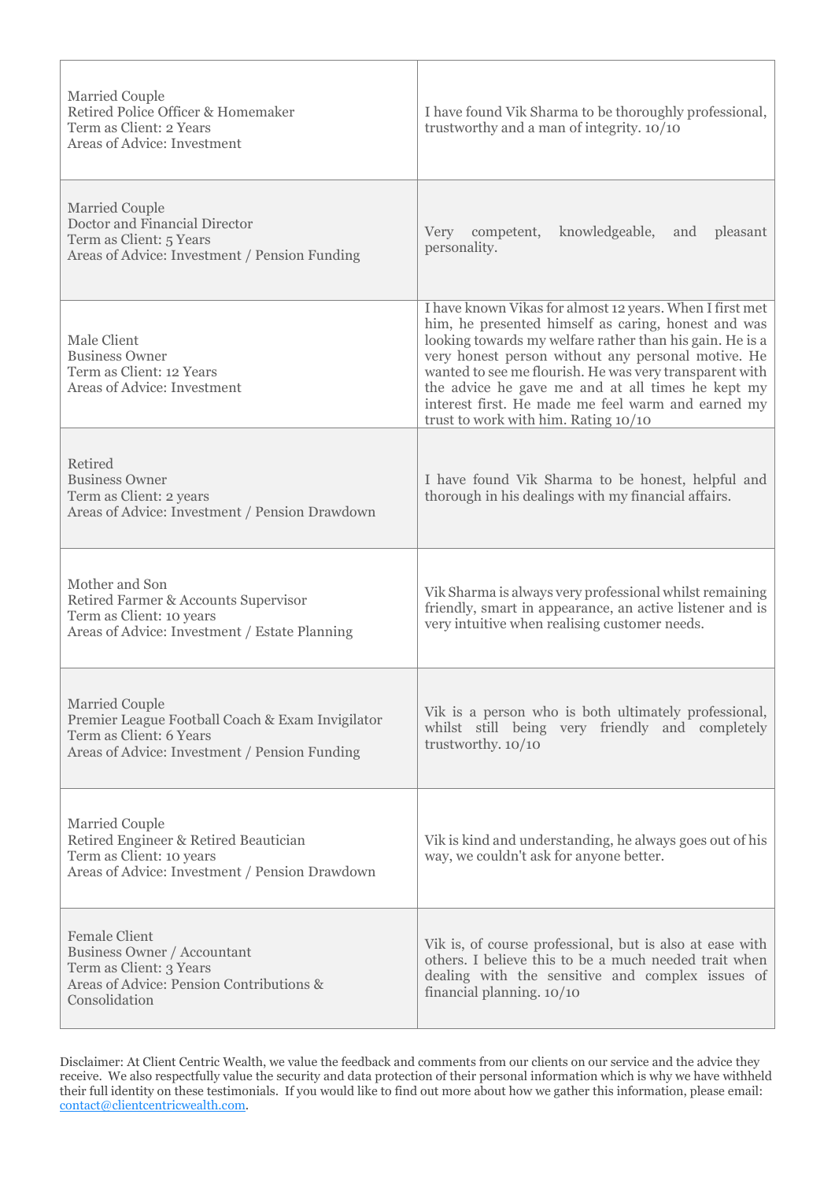| | |
|---|---|
| Married Couple<br>Retired Police Officer & Homemaker<br>Term as Client: 2 Years<br>Areas of Advice: Investment | I have found Vik Sharma to be thoroughly professional, trustworthy and a man of integrity. 10/10 |
| Married Couple<br>Doctor and Financial Director<br>Term as Client: 5 Years<br>Areas of Advice: Investment / Pension Funding | Very competent, knowledgeable, and pleasant personality. |
| Male Client<br>Business Owner<br>Term as Client: 12 Years<br>Areas of Advice: Investment | I have known Vikas for almost 12 years. When I first met him, he presented himself as caring, honest and was looking towards my welfare rather than his gain. He is a very honest person without any personal motive. He wanted to see me flourish. He was very transparent with the advice he gave me and at all times he kept my interest first. He made me feel warm and earned my trust to work with him. Rating 10/10 |
| Retired<br>Business Owner<br>Term as Client: 2 years<br>Areas of Advice: Investment / Pension Drawdown | I have found Vik Sharma to be honest, helpful and thorough in his dealings with my financial affairs. |
| Mother and Son<br>Retired Farmer & Accounts Supervisor<br>Term as Client: 10 years<br>Areas of Advice: Investment / Estate Planning | Vik Sharma is always very professional whilst remaining friendly, smart in appearance, an active listener and is very intuitive when realising customer needs. |
| Married Couple<br>Premier League Football Coach & Exam Invigilator<br>Term as Client: 6 Years<br>Areas of Advice: Investment / Pension Funding | Vik is a person who is both ultimately professional, whilst still being very friendly and completely trustworthy. 10/10 |
| Married Couple<br>Retired Engineer & Retired Beautician<br>Term as Client: 10 years<br>Areas of Advice: Investment / Pension Drawdown | Vik is kind and understanding, he always goes out of his way, we couldn't ask for anyone better. |
| Female Client<br>Business Owner / Accountant<br>Term as Client: 3 Years<br>Areas of Advice: Pension Contributions & Consolidation | Vik is, of course professional, but is also at ease with others. I believe this to be a much needed trait when dealing with the sensitive and complex issues of financial planning. 10/10 |

Disclaimer: At Client Centric Wealth, we value the feedback and comments from our clients on our service and the advice they receive. We also respectfully value the security and data protection of their personal information which is why we have withheld their full identity on these testimonials. If you would like to find out more about how we gather this information, please email: [contact@clientcentricwealth.com](mailto:contact@clientcentricwealth.com).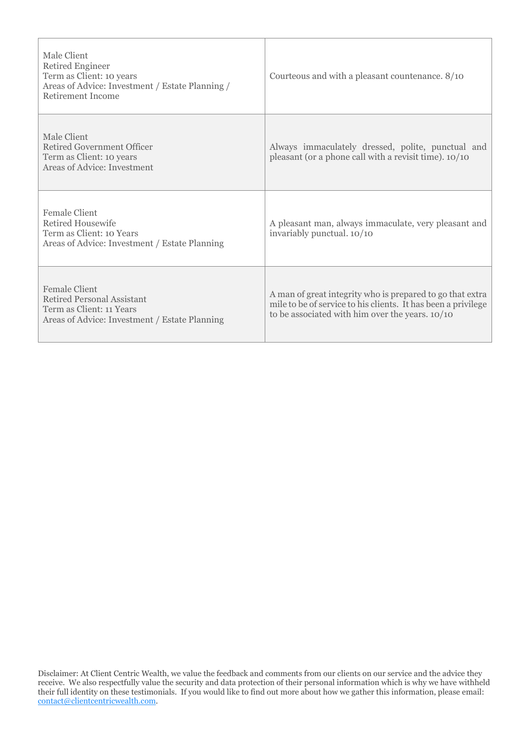| | |
|---|---|
| Male Client<br>Retired Engineer<br>Term as Client: 10 years<br>Areas of Advice: Investment / Estate Planning / Retirement Income | Courteous and with a pleasant countenance. 8/10 |
| Male Client<br>Retired Government Officer<br>Term as Client: 10 years<br>Areas of Advice: Investment | Always immaculately dressed, polite, punctual and pleasant (or a phone call with a revisit time). 10/10 |
| Female Client<br>Retired Housewife<br>Term as Client: 10 Years<br>Areas of Advice: Investment / Estate Planning | A pleasant man, always immaculate, very pleasant and invariably punctual. 10/10 |
| Female Client<br>Retired Personal Assistant<br>Term as Client: 11 Years<br>Areas of Advice: Investment / Estate Planning | A man of great integrity who is prepared to go that extra mile to be of service to his clients. It has been a privilege to be associated with him over the years. 10/10 |

Disclaimer: At Client Centric Wealth, we value the feedback and comments from our clients on our service and the advice they receive. We also respectfully value the security and data protection of their personal information which is why we have withheld their full identity on these testimonials. If you would like to find out more about how we gather this information, please email: [contact@clientcentricwealth.com](mailto:contact@clientcentricwealth.com).